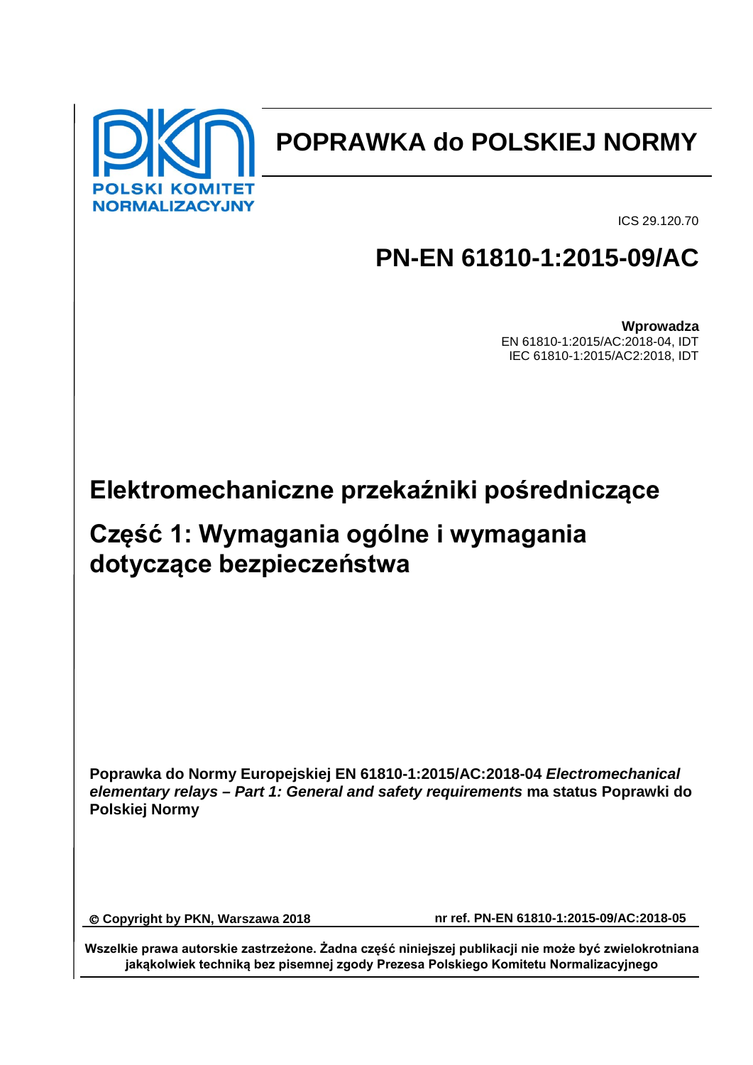POLSKI KOMITET NORMALIZACYJNY

# POPRAWKA do POLSKIEJ NORMY

ICS 29.120.70

# PN-EN 61810-1:2015-09/AC

**Wprowadza**
EN 61810-1:2015/AC:2018-04, IDT
IEC 61810-1:2015/AC2:2018, IDT

# Elektromechaniczne przekaźniki pośredniczące

# Część 1: Wymagania ogólne i wymagania dotyczące bezpieczeństwa

**Poprawka do Normy Europejskiej EN 61810-1:2015/AC:2018-04 *Electromechanical elementary relays – Part 1: General and safety requirements* ma status Poprawki do Polskiej Normy**

**© Copyright by PKN, Warszawa 2018** **nr ref. PN-EN 61810-1:2015-09/AC:2018-05**

**Wszelkie prawa autorskie zastrzeżone. Żadna część niniejszej publikacji nie może być zwielokrotniana jakąkolwiek techniką bez pisemnej zgody Prezesa Polskiego Komitetu Normalizacyjnego**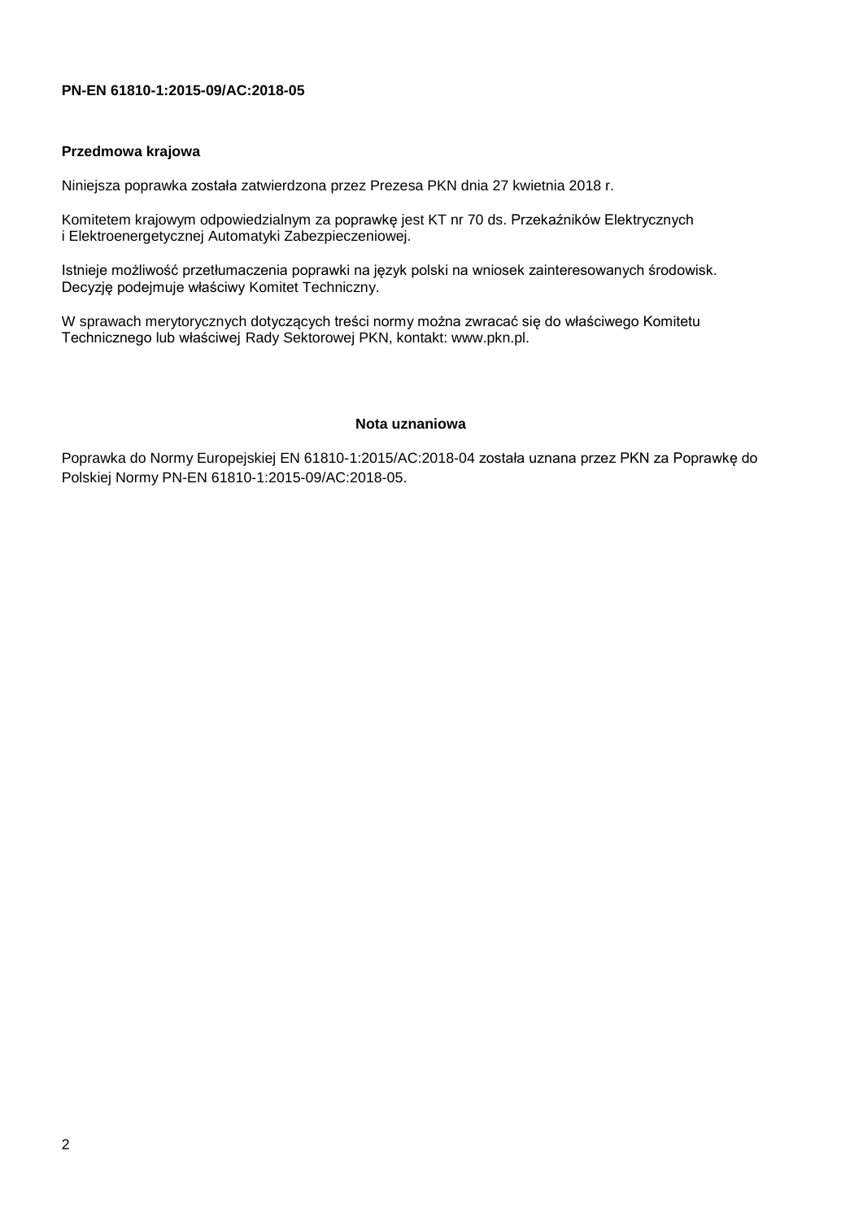**PN-EN 61810-1:2015-09/AC:2018-05**

## Przedmowa krajowa

Niniejsza poprawka została zatwierdzona przez Prezesa PKN dnia 27 kwietnia 2018 r.

Komitetem krajowym odpowiedzialnym za poprawkę jest KT nr 70 ds. Przekaźników Elektrycznych i Elektroenergetycznej Automatyki Zabezpieczeniowej.

Istnieje możliwość przetłumaczenia poprawki na język polski na wniosek zainteresowanych środowisk. Decyzję podejmuje właściwy Komitet Techniczny.

W sprawach merytorycznych dotyczących treści normy można zwracać się do właściwego Komitetu Technicznego lub właściwej Rady Sektorowej PKN, kontakt: www.pkn.pl.

## Nota uznaniowa

Poprawka do Normy Europejskiej EN 61810-1:2015/AC:2018-04 została uznana przez PKN za Poprawkę do Polskiej Normy PN-EN 61810-1:2015-09/AC:2018-05.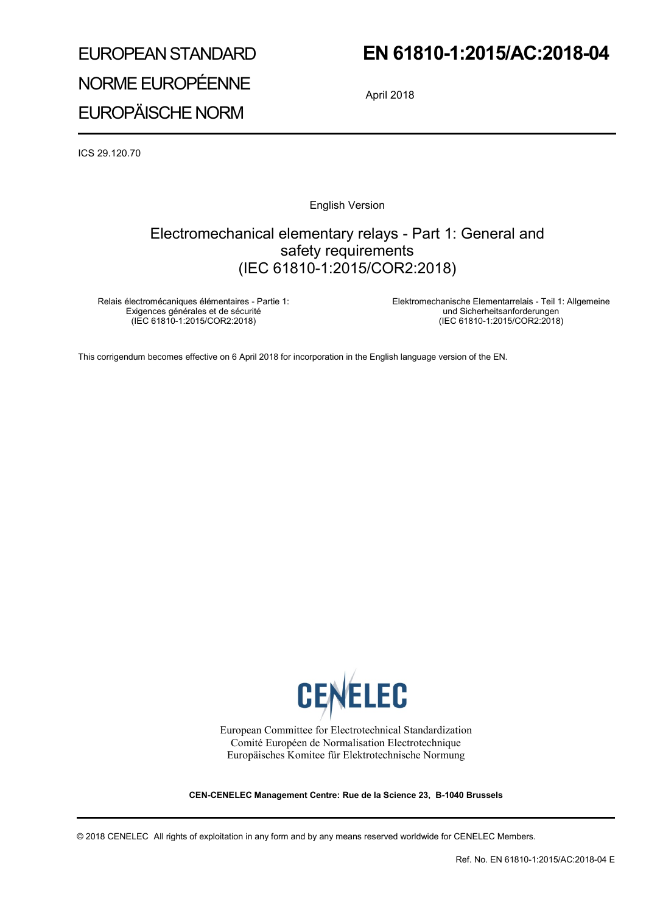EUROPEAN STANDARD

NORME EUROPÉENNE

EUROPÄISCHE NORM

# EN 61810-1:2015/AC:2018-04

April 2018

ICS 29.120.70

English Version

## Electromechanical elementary relays - Part 1: General and safety requirements (IEC 61810-1:2015/COR2:2018)

Relais électromécaniques élémentaires - Partie 1: Exigences générales et de sécurité (IEC 61810-1:2015/COR2:2018)

Elektromechanische Elementarrelais - Teil 1: Allgemeine und Sicherheitsanforderungen (IEC 61810-1:2015/COR2:2018)

This corrigendum becomes effective on 6 April 2018 for incorporation in the English language version of the EN.

European Committee for Electrotechnical Standardization
Comité Européen de Normalisation Electrotechnique
Europäisches Komitee für Elektrotechnische Normung

**CEN-CENELEC Management Centre: Rue de la Science 23, B-1040 Brussels**

© 2018 CENELEC All rights of exploitation in any form and by any means reserved worldwide for CENELEC Members.

Ref. No. EN 61810-1:2015/AC:2018-04 E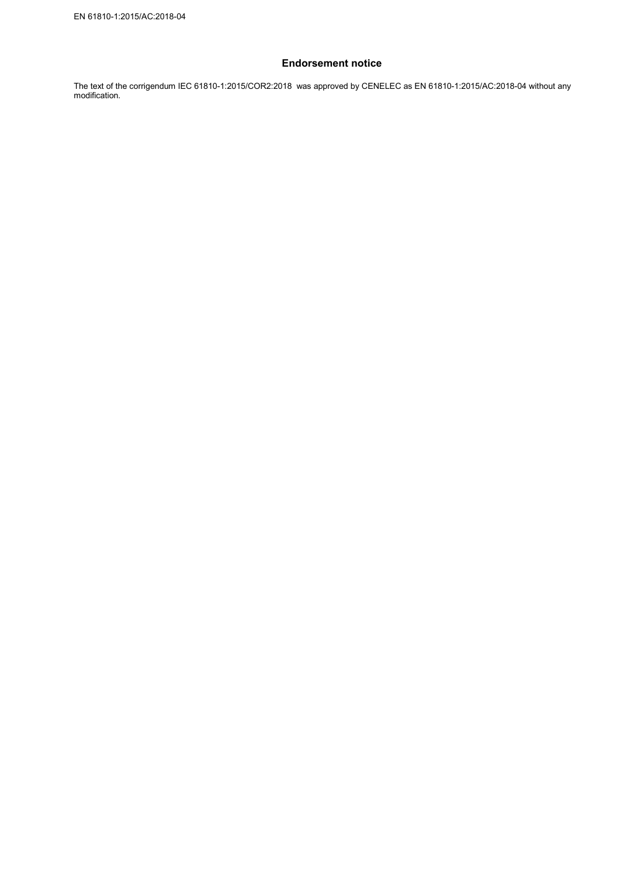## Endorsement notice

The text of the corrigendum IEC 61810-1:2015/COR2:2018 was approved by CENELEC as EN 61810-1:2015/AC:2018-04 without any modification.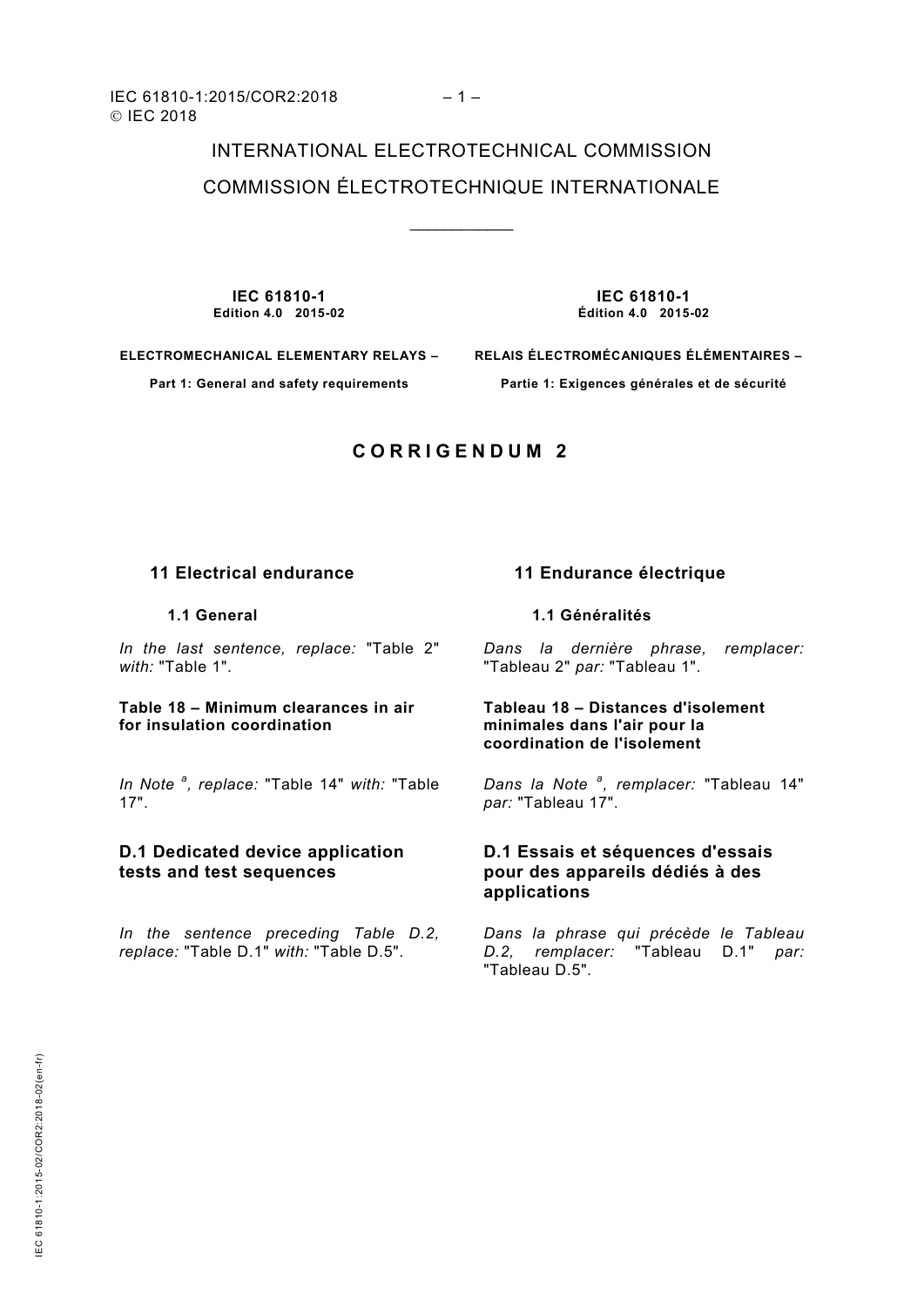INTERNATIONAL ELECTROTECHNICAL COMMISSION

COMMISSION ÉLECTROTECHNIQUE INTERNATIONALE

---

**IEC 61810-1**
**Edition 4.0 2015-02**

**ELECTROMECHANICAL ELEMENTARY RELAYS –**

**Part 1: General and safety requirements**

**IEC 61810-1**
**Édition 4.0 2015-02**

**RELAIS ÉLECTROMÉCANIQUES ÉLÉMENTAIRES –**

**Partie 1: Exigences générales et de sécurité**

# C O R R I G E N D U M 2

## 11 Electrical endurance

### 1.1 General

*In the last sentence, replace:* "Table 2" *with:* "Table 1".

**Table 18 – Minimum clearances in air for insulation coordination**

*In Note [a], replace:* "Table 14" *with:* "Table 17".

## D.1 Dedicated device application tests and test sequences

*In the sentence preceding Table D.2, replace:* "Table D.1" *with:* "Table D.5".

## 11 Endurance électrique

### 1.1 Généralités

*Dans la dernière phrase, remplacer:* "Tableau 2" *par:* "Tableau 1".

**Tableau 18 – Distances d'isolement minimales dans l'air pour la coordination de l'isolement**

*Dans la Note [a], remplacer:* "Tableau 14" *par:* "Tableau 17".

## D.1 Essais et séquences d'essais pour des appareils dédiés à des applications

*Dans la phrase qui précède le Tableau D.2, remplacer:* "Tableau D.1" *par:* "Tableau D.5".